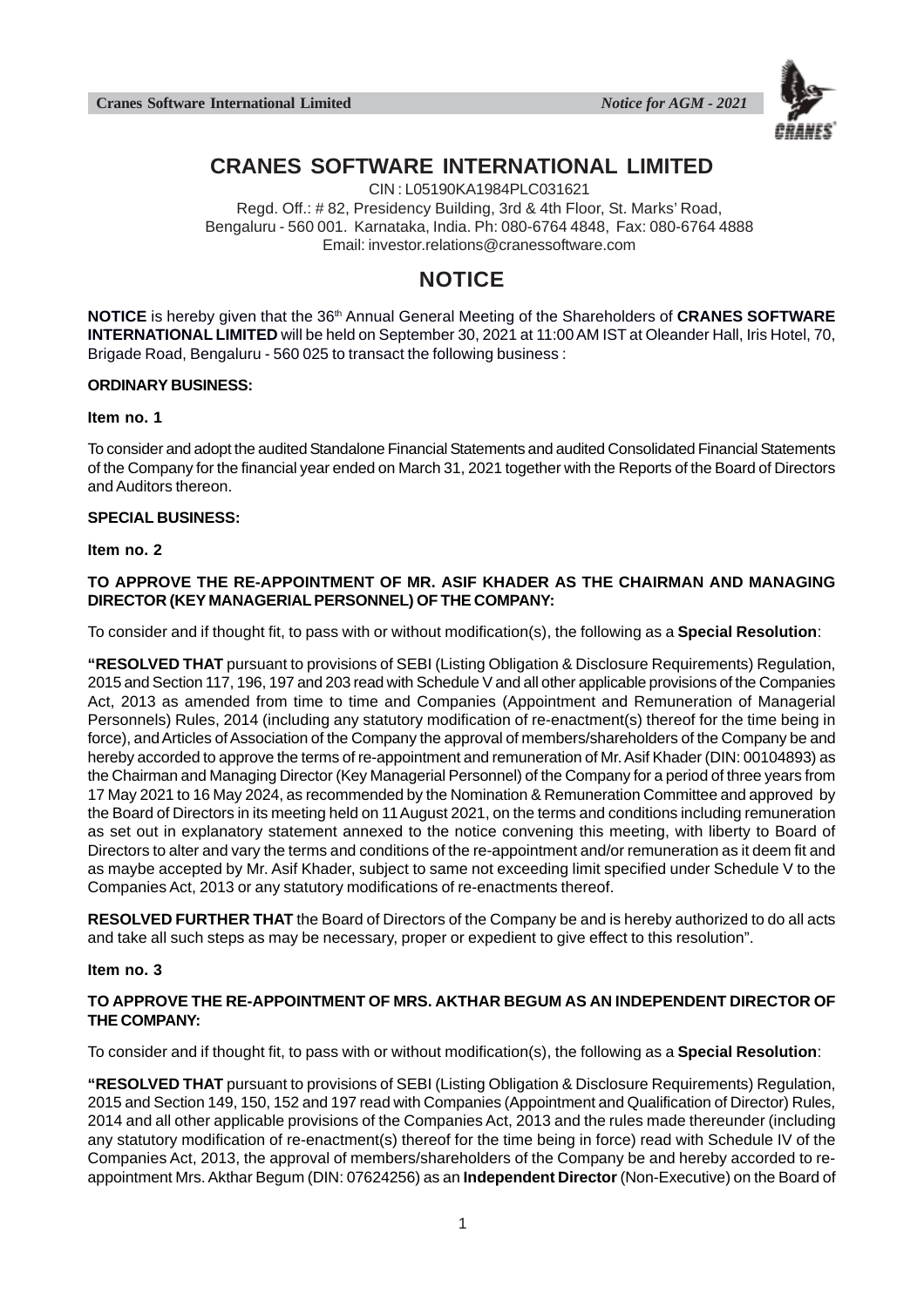# CRANES SOFTWARE INTERNATIONAL LIMITED

CIN : L05190KA1984PLC031621

Regd. Off.: # 82, Presidency Building, 3rd & 4th Floor, St. Marks' Road, Bengaluru - 560 001. Karnataka, India. Ph: 080-6764 4848, Fax: 080-6764 4888

Email: investor.relations@cranessoftware.com

## NOTICE

**NOTICE** is hereby given that the 36th Annual General Meeting of the Shareholders of **CRANES SOFTWARE INTERNATIONAL LIMITED** will be held on September 30, 2021 at 11:00 AM IST at Oleander Hall, Iris Hotel, 70, Brigade Road, Bengaluru - 560 025 to transact the following business :

**ORDINARY BUSINESS:**

**Item no. 1**

To consider and adopt the audited Standalone Financial Statements and audited Consolidated Financial Statements of the Company for the financial year ended on March 31, 2021 together with the Reports of the Board of Directors and Auditors thereon.

**SPECIAL BUSINESS:**

**Item no. 2**

**TO APPROVE THE RE-APPOINTMENT OF MR. ASIF KHADER AS THE CHAIRMAN AND MANAGING DIRECTOR (KEY MANAGERIAL PERSONNEL) OF THE COMPANY:**

To consider and if thought fit, to pass with or without modification(s), the following as a **Special Resolution**:

**"RESOLVED THAT** pursuant to provisions of SEBI (Listing Obligation & Disclosure Requirements) Regulation, 2015 and Section 117, 196, 197 and 203 read with Schedule V and all other applicable provisions of the Companies Act, 2013 as amended from time to time and Companies (Appointment and Remuneration of Managerial Personnels) Rules, 2014 (including any statutory modification of re-enactment(s) thereof for the time being in force), and Articles of Association of the Company the approval of members/shareholders of the Company be and hereby accorded to approve the terms of re-appointment and remuneration of Mr. Asif Khader (DIN: 00104893) as the Chairman and Managing Director (Key Managerial Personnel) of the Company for a period of three years from 17 May 2021 to 16 May 2024, as recommended by the Nomination & Remuneration Committee and approved by the Board of Directors in its meeting held on 11 August 2021, on the terms and conditions including remuneration as set out in explanatory statement annexed to the notice convening this meeting, with liberty to Board of Directors to alter and vary the terms and conditions of the re-appointment and/or remuneration as it deem fit and as maybe accepted by Mr. Asif Khader, subject to same not exceeding limit specified under Schedule V to the Companies Act, 2013 or any statutory modifications of re-enactments thereof.

**RESOLVED FURTHER THAT** the Board of Directors of the Company be and is hereby authorized to do all acts and take all such steps as may be necessary, proper or expedient to give effect to this resolution".

**Item no. 3**

**TO APPROVE THE RE-APPOINTMENT OF MRS. AKTHAR BEGUM AS AN INDEPENDENT DIRECTOR OF THE COMPANY:**

To consider and if thought fit, to pass with or without modification(s), the following as a **Special Resolution**:

**"RESOLVED THAT** pursuant to provisions of SEBI (Listing Obligation & Disclosure Requirements) Regulation, 2015 and Section 149, 150, 152 and 197 read with Companies (Appointment and Qualification of Director) Rules, 2014 and all other applicable provisions of the Companies Act, 2013 and the rules made thereunder (including any statutory modification of re-enactment(s) thereof for the time being in force) read with Schedule IV of the Companies Act, 2013, the approval of members/shareholders of the Company be and hereby accorded to re-appointment Mrs. Akthar Begum (DIN: 07624256) as an **Independent Director** (Non-Executive) on the Board of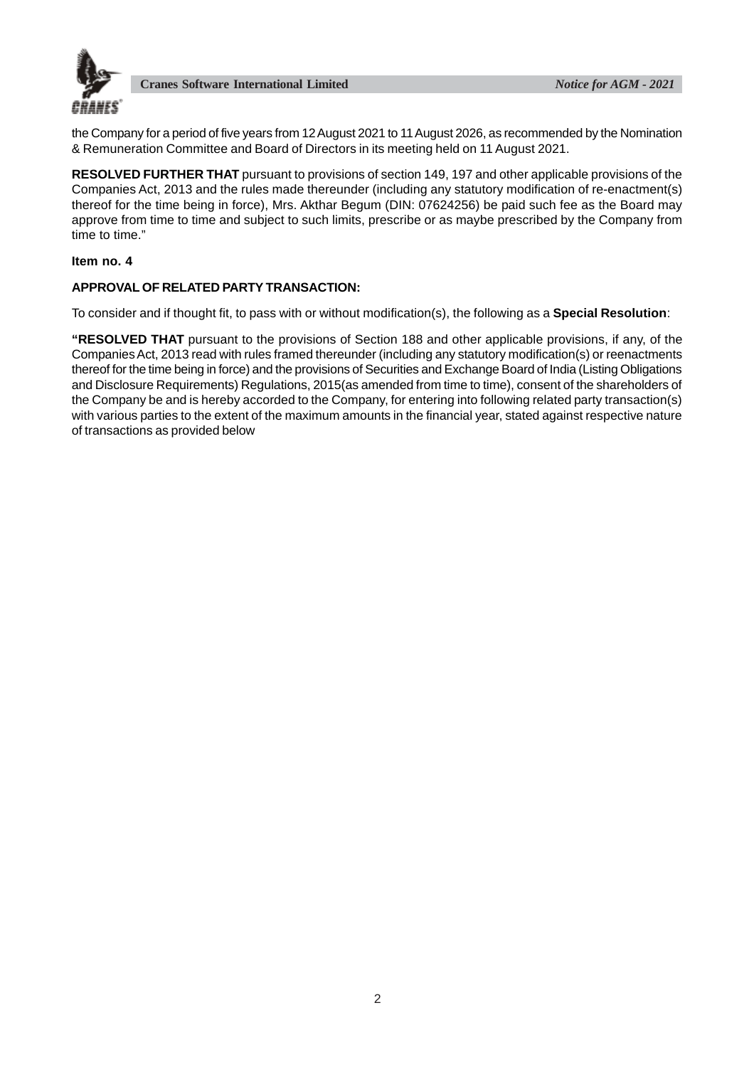the Company for a period of five years from 12 August 2021 to 11 August 2026, as recommended by the Nomination & Remuneration Committee and Board of Directors in its meeting held on 11 August 2021.

**RESOLVED FURTHER THAT** pursuant to provisions of section 149, 197 and other applicable provisions of the Companies Act, 2013 and the rules made thereunder (including any statutory modification of re-enactment(s) thereof for the time being in force), Mrs. Akthar Begum (DIN: 07624256) be paid such fee as the Board may approve from time to time and subject to such limits, prescribe or as maybe prescribed by the Company from time to time."

**Item no. 4**

**APPROVAL OF RELATED PARTY TRANSACTION:**

To consider and if thought fit, to pass with or without modification(s), the following as a **Special Resolution**:

**"RESOLVED THAT** pursuant to the provisions of Section 188 and other applicable provisions, if any, of the Companies Act, 2013 read with rules framed thereunder (including any statutory modification(s) or reenactments thereof for the time being in force) and the provisions of Securities and Exchange Board of India (Listing Obligations and Disclosure Requirements) Regulations, 2015(as amended from time to time), consent of the shareholders of the Company be and is hereby accorded to the Company, for entering into following related party transaction(s) with various parties to the extent of the maximum amounts in the financial year, stated against respective nature of transactions as provided below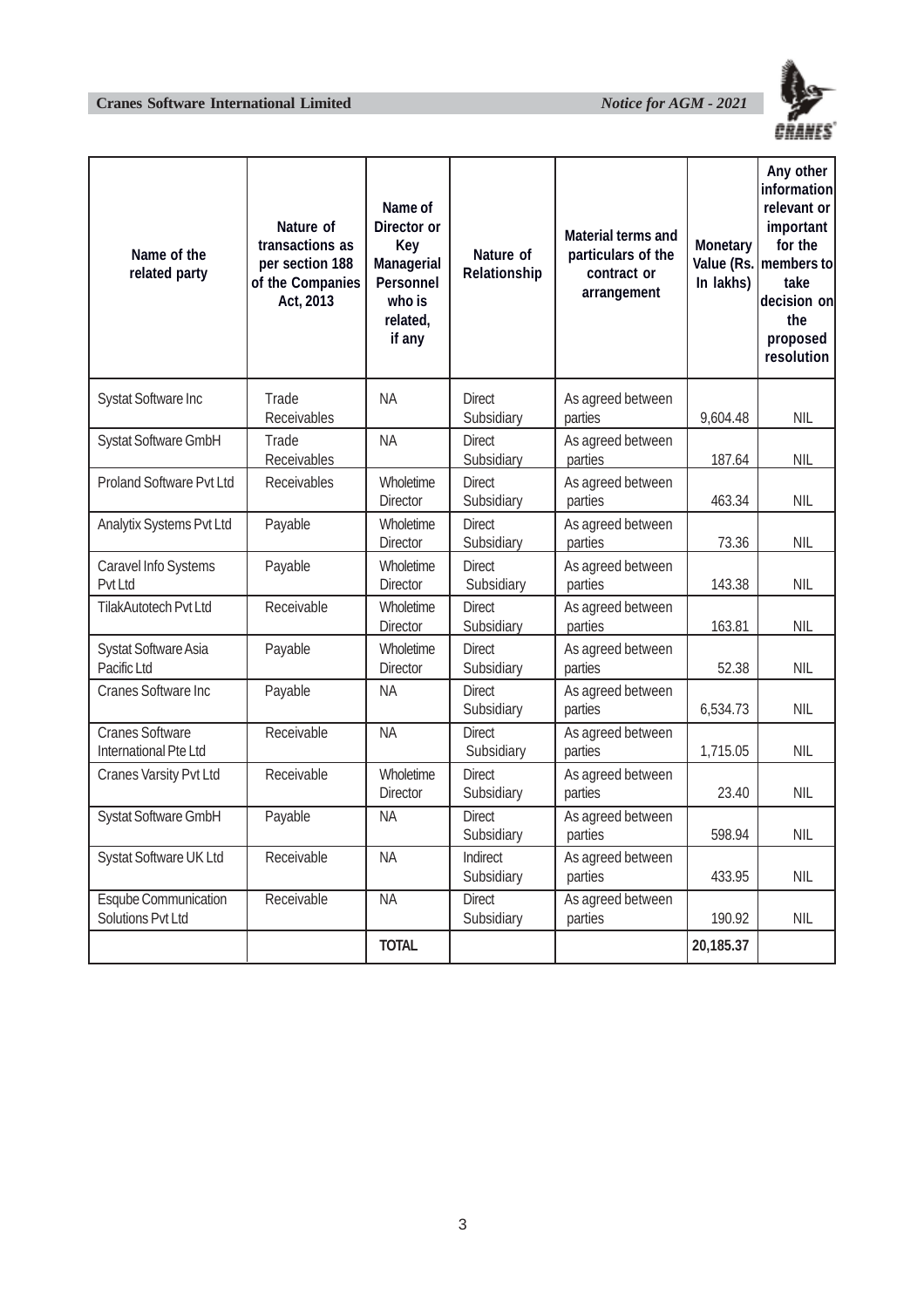| Name of the related party | Nature of transactions as per section 188 of the Companies Act, 2013 | Name of Director or Key Managerial Personnel who is related, if any | Nature of Relationship | Material terms and particulars of the contract or arrangement | Monetary Value (Rs. In lakhs) | Any other information relevant or important for the members to take decision on the proposed resolution |
|---|---|---|---|---|---|---|
| Systat Software Inc | Trade Receivables | NA | Direct Subsidiary | As agreed between parties | 9,604.48 | NIL |
| Systat Software GmbH | Trade Receivables | NA | Direct Subsidiary | As agreed between parties | 187.64 | NIL |
| Proland Software Pvt Ltd | Receivables | Wholetime Director | Direct Subsidiary | As agreed between parties | 463.34 | NIL |
| Analytix Systems Pvt Ltd | Payable | Wholetime Director | Direct Subsidiary | As agreed between parties | 73.36 | NIL |
| Caravel Info Systems Pvt Ltd | Payable | Wholetime Director | Direct Subsidiary | As agreed between parties | 143.38 | NIL |
| TilakAutotech Pvt Ltd | Receivable | Wholetime Director | Direct Subsidiary | As agreed between parties | 163.81 | NIL |
| Systat Software Asia Pacific Ltd | Payable | Wholetime Director | Direct Subsidiary | As agreed between parties | 52.38 | NIL |
| Cranes Software Inc | Payable | NA | Direct Subsidiary | As agreed between parties | 6,534.73 | NIL |
| Cranes Software International Pte Ltd | Receivable | NA | Direct Subsidiary | As agreed between parties | 1,715.05 | NIL |
| Cranes Varsity Pvt Ltd | Receivable | Wholetime Director | Direct Subsidiary | As agreed between parties | 23.40 | NIL |
| Systat Software GmbH | Payable | NA | Direct Subsidiary | As agreed between parties | 598.94 | NIL |
| Systat Software UK Ltd | Receivable | NA | Indirect Subsidiary | As agreed between parties | 433.95 | NIL |
| Esqube Communication Solutions Pvt Ltd | Receivable | NA | Direct Subsidiary | As agreed between parties | 190.92 | NIL |
| | | **TOTAL** | | | **20,185.37** | |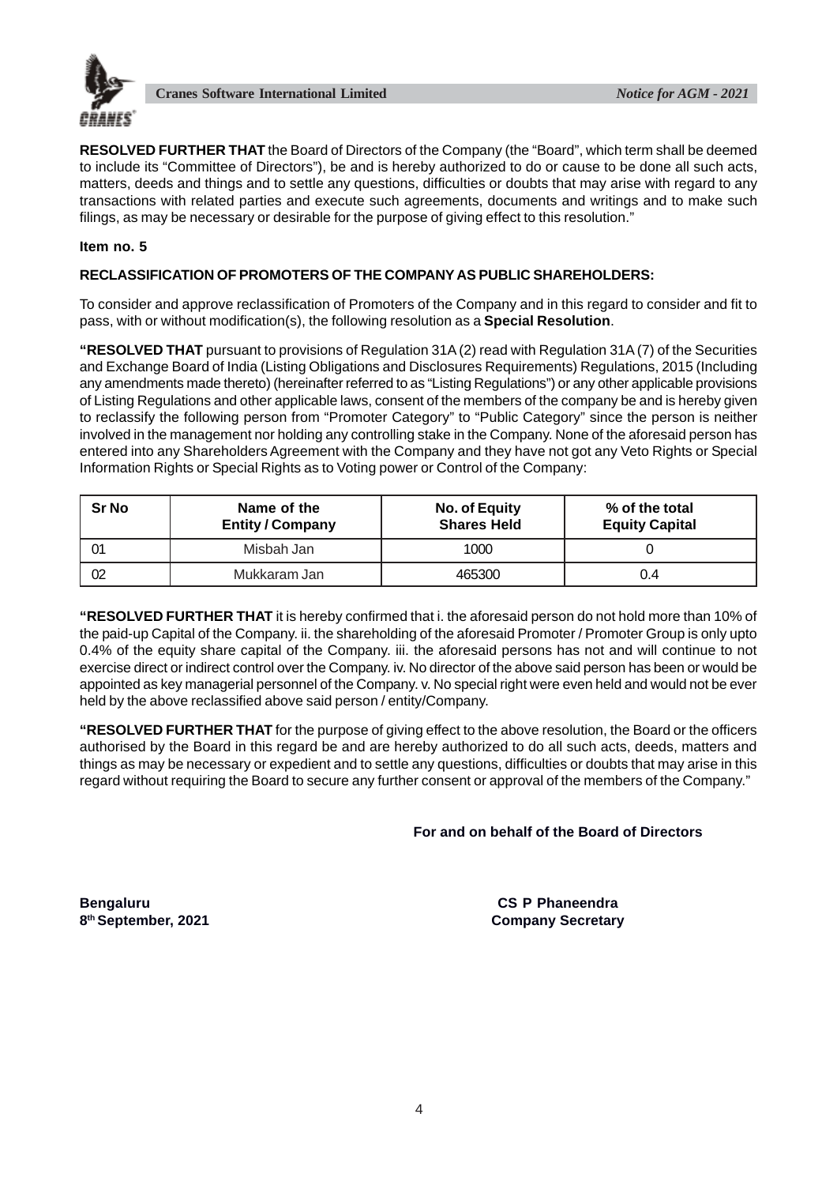**RESOLVED FURTHER THAT** the Board of Directors of the Company (the "Board", which term shall be deemed to include its "Committee of Directors"), be and is hereby authorized to do or cause to be done all such acts, matters, deeds and things and to settle any questions, difficulties or doubts that may arise with regard to any transactions with related parties and execute such agreements, documents and writings and to make such filings, as may be necessary or desirable for the purpose of giving effect to this resolution."

**Item no. 5**

**RECLASSIFICATION OF PROMOTERS OF THE COMPANY AS PUBLIC SHAREHOLDERS:**

To consider and approve reclassification of Promoters of the Company and in this regard to consider and fit to pass, with or without modification(s), the following resolution as a **Special Resolution**.

**"RESOLVED THAT** pursuant to provisions of Regulation 31A (2) read with Regulation 31A (7) of the Securities and Exchange Board of India (Listing Obligations and Disclosures Requirements) Regulations, 2015 (Including any amendments made thereto) (hereinafter referred to as "Listing Regulations") or any other applicable provisions of Listing Regulations and other applicable laws, consent of the members of the company be and is hereby given to reclassify the following person from "Promoter Category" to "Public Category" since the person is neither involved in the management nor holding any controlling stake in the Company. None of the aforesaid person has entered into any Shareholders Agreement with the Company and they have not got any Veto Rights or Special Information Rights or Special Rights as to Voting power or Control of the Company:

| Sr No | Name of the Entity / Company | No. of Equity Shares Held | % of the total Equity Capital |
|---|---|---|---|
| 01 | Misbah Jan | 1000 | 0 |
| 02 | Mukkaram Jan | 465300 | 0.4 |

**"RESOLVED FURTHER THAT** it is hereby confirmed that i. the aforesaid person do not hold more than 10% of the paid-up Capital of the Company. ii. the shareholding of the aforesaid Promoter / Promoter Group is only upto 0.4% of the equity share capital of the Company. iii. the aforesaid persons has not and will continue to not exercise direct or indirect control over the Company. iv. No director of the above said person has been or would be appointed as key managerial personnel of the Company. v. No special right were even held and would not be ever held by the above reclassified above said person / entity/Company.

**"RESOLVED FURTHER THAT** for the purpose of giving effect to the above resolution, the Board or the officers authorised by the Board in this regard be and are hereby authorized to do all such acts, deeds, matters and things as may be necessary or expedient and to settle any questions, difficulties or doubts that may arise in this regard without requiring the Board to secure any further consent or approval of the members of the Company."

**For and on behalf of the Board of Directors**

**Bengaluru**
**8th September, 2021**

**CS P Phaneendra**
**Company Secretary**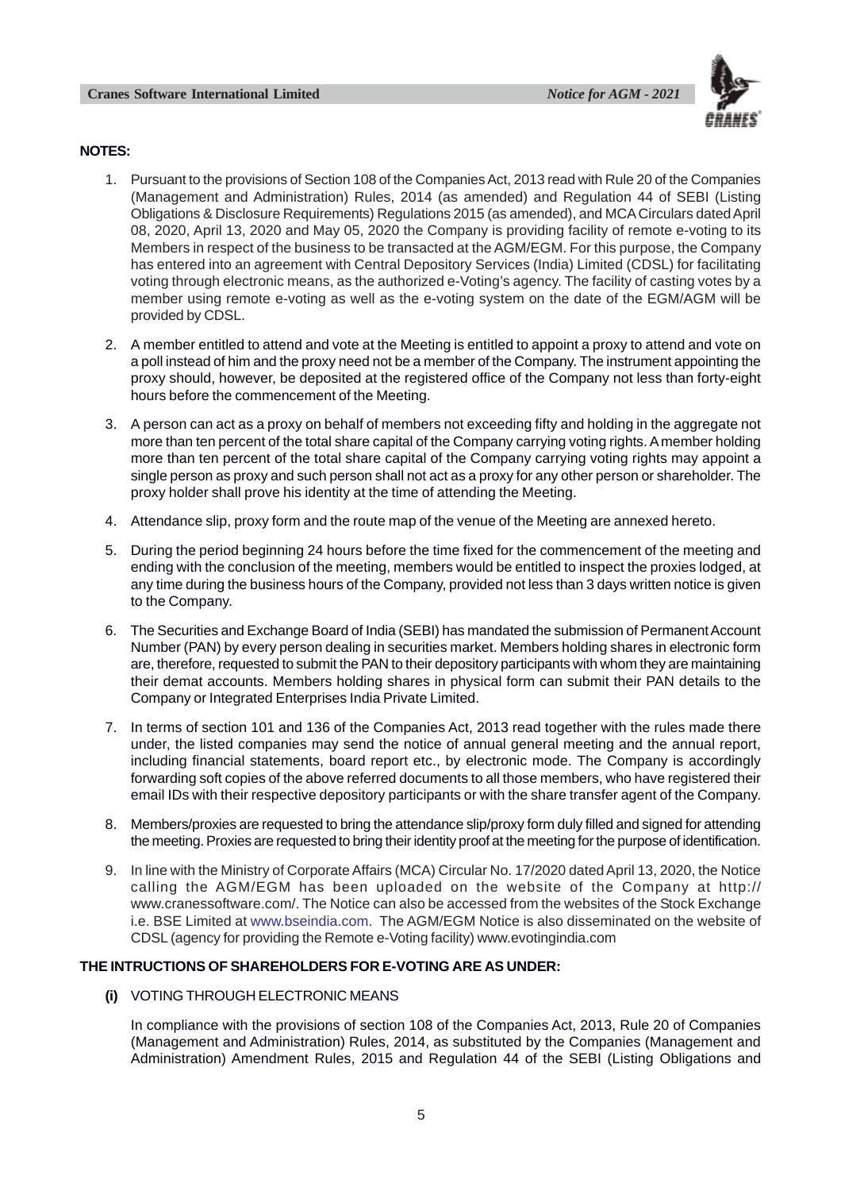**NOTES:**

1. Pursuant to the provisions of Section 108 of the Companies Act, 2013 read with Rule 20 of the Companies (Management and Administration) Rules, 2014 (as amended) and Regulation 44 of SEBI (Listing Obligations & Disclosure Requirements) Regulations 2015 (as amended), and MCA Circulars dated April 08, 2020, April 13, 2020 and May 05, 2020 the Company is providing facility of remote e-voting to its Members in respect of the business to be transacted at the AGM/EGM. For this purpose, the Company has entered into an agreement with Central Depository Services (India) Limited (CDSL) for facilitating voting through electronic means, as the authorized e-Voting's agency. The facility of casting votes by a member using remote e-voting as well as the e-voting system on the date of the EGM/AGM will be provided by CDSL.

2. A member entitled to attend and vote at the Meeting is entitled to appoint a proxy to attend and vote on a poll instead of him and the proxy need not be a member of the Company. The instrument appointing the proxy should, however, be deposited at the registered office of the Company not less than forty-eight hours before the commencement of the Meeting.

3. A person can act as a proxy on behalf of members not exceeding fifty and holding in the aggregate not more than ten percent of the total share capital of the Company carrying voting rights. A member holding more than ten percent of the total share capital of the Company carrying voting rights may appoint a single person as proxy and such person shall not act as a proxy for any other person or shareholder. The proxy holder shall prove his identity at the time of attending the Meeting.

4. Attendance slip, proxy form and the route map of the venue of the Meeting are annexed hereto.

5. During the period beginning 24 hours before the time fixed for the commencement of the meeting and ending with the conclusion of the meeting, members would be entitled to inspect the proxies lodged, at any time during the business hours of the Company, provided not less than 3 days written notice is given to the Company.

6. The Securities and Exchange Board of India (SEBI) has mandated the submission of Permanent Account Number (PAN) by every person dealing in securities market. Members holding shares in electronic form are, therefore, requested to submit the PAN to their depository participants with whom they are maintaining their demat accounts. Members holding shares in physical form can submit their PAN details to the Company or Integrated Enterprises India Private Limited.

7. In terms of section 101 and 136 of the Companies Act, 2013 read together with the rules made there under, the listed companies may send the notice of annual general meeting and the annual report, including financial statements, board report etc., by electronic mode. The Company is accordingly forwarding soft copies of the above referred documents to all those members, who have registered their email IDs with their respective depository participants or with the share transfer agent of the Company.

8. Members/proxies are requested to bring the attendance slip/proxy form duly filled and signed for attending the meeting. Proxies are requested to bring their identity proof at the meeting for the purpose of identification.

9. In line with the Ministry of Corporate Affairs (MCA) Circular No. 17/2020 dated April 13, 2020, the Notice calling the AGM/EGM has been uploaded on the website of the Company at http://www.cranessoftware.com/. The Notice can also be accessed from the websites of the Stock Exchange i.e. BSE Limited at www.bseindia.com. The AGM/EGM Notice is also disseminated on the website of CDSL (agency for providing the Remote e-Voting facility) www.evotingindia.com

**THE INTRUCTIONS OF SHAREHOLDERS FOR E-VOTING ARE AS UNDER:**

**(i)** VOTING THROUGH ELECTRONIC MEANS

In compliance with the provisions of section 108 of the Companies Act, 2013, Rule 20 of Companies (Management and Administration) Rules, 2014, as substituted by the Companies (Management and Administration) Amendment Rules, 2015 and Regulation 44 of the SEBI (Listing Obligations and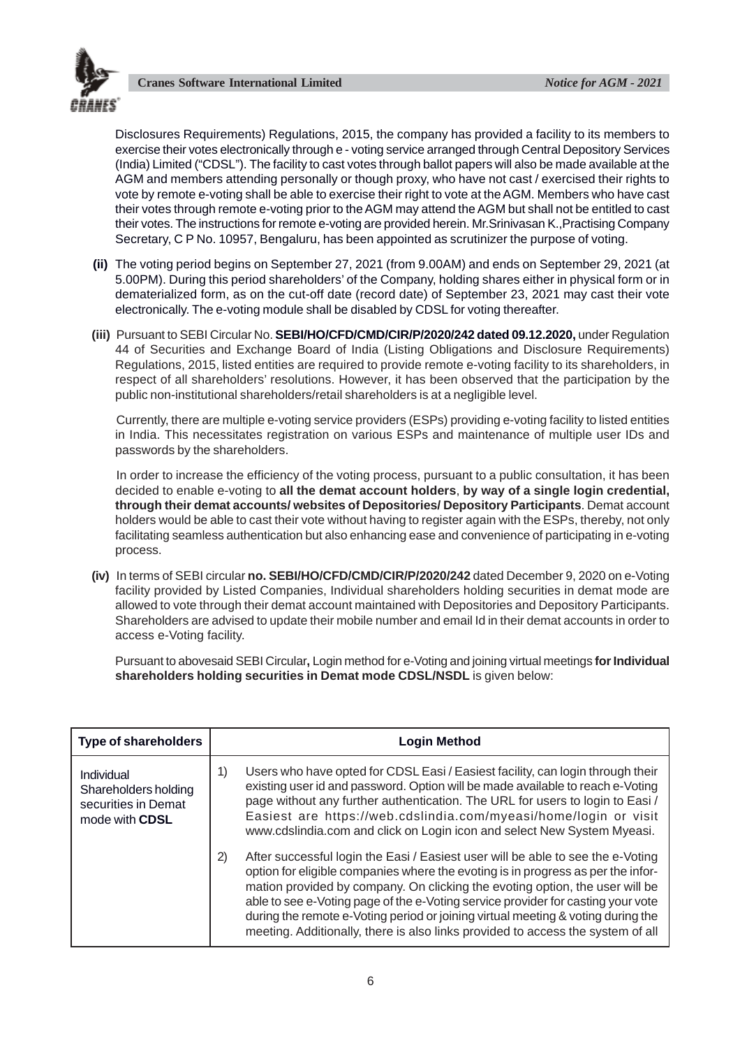Disclosures Requirements) Regulations, 2015, the company has provided a facility to its members to exercise their votes electronically through e - voting service arranged through Central Depository Services (India) Limited ("CDSL"). The facility to cast votes through ballot papers will also be made available at the AGM and members attending personally or though proxy, who have not cast / exercised their rights to vote by remote e-voting shall be able to exercise their right to vote at the AGM. Members who have cast their votes through remote e-voting prior to the AGM may attend the AGM but shall not be entitled to cast their votes. The instructions for remote e-voting are provided herein. Mr.Srinivasan K.,Practising Company Secretary, C P No. 10957, Bengaluru, has been appointed as scrutinizer the purpose of voting.

**(ii)** The voting period begins on September 27, 2021 (from 9.00AM) and ends on September 29, 2021 (at 5.00PM). During this period shareholders' of the Company, holding shares either in physical form or in dematerialized form, as on the cut-off date (record date) of September 23, 2021 may cast their vote electronically. The e-voting module shall be disabled by CDSL for voting thereafter.

**(iii)** Pursuant to SEBI Circular No. **SEBI/HO/CFD/CMD/CIR/P/2020/242 dated 09.12.2020,** under Regulation 44 of Securities and Exchange Board of India (Listing Obligations and Disclosure Requirements) Regulations, 2015, listed entities are required to provide remote e-voting facility to its shareholders, in respect of all shareholders' resolutions. However, it has been observed that the participation by the public non-institutional shareholders/retail shareholders is at a negligible level.

Currently, there are multiple e-voting service providers (ESPs) providing e-voting facility to listed entities in India. This necessitates registration on various ESPs and maintenance of multiple user IDs and passwords by the shareholders.

In order to increase the efficiency of the voting process, pursuant to a public consultation, it has been decided to enable e-voting to **all the demat account holders**, **by way of a single login credential, through their demat accounts/ websites of Depositories/ Depository Participants**. Demat account holders would be able to cast their vote without having to register again with the ESPs, thereby, not only facilitating seamless authentication but also enhancing ease and convenience of participating in e-voting process.

**(iv)** In terms of SEBI circular **no. SEBI/HO/CFD/CMD/CIR/P/2020/242** dated December 9, 2020 on e-Voting facility provided by Listed Companies, Individual shareholders holding securities in demat mode are allowed to vote through their demat account maintained with Depositories and Depository Participants. Shareholders are advised to update their mobile number and email Id in their demat accounts in order to access e-Voting facility.

Pursuant to abovesaid SEBI Circular**,** Login method for e-Voting and joining virtual meetings **for Individual shareholders holding securities in Demat mode CDSL/NSDL** is given below:

| Type of shareholders | Login Method |
|---|---|
| Individual Shareholders holding securities in Demat mode with **CDSL** | 1) Users who have opted for CDSL Easi / Easiest facility, can login through their existing user id and password. Option will be made available to reach e-Voting page without any further authentication. The URL for users to login to Easi / Easiest are https://web.cdslindia.com/myeasi/home/login or visit www.cdslindia.com and click on Login icon and select New System Myeasi.<br>2) After successful login the Easi / Easiest user will be able to see the e-Voting option for eligible companies where the evoting is in progress as per the information provided by company. On clicking the evoting option, the user will be able to see e-Voting page of the e-Voting service provider for casting your vote during the remote e-Voting period or joining virtual meeting & voting during the meeting. Additionally, there is also links provided to access the system of all |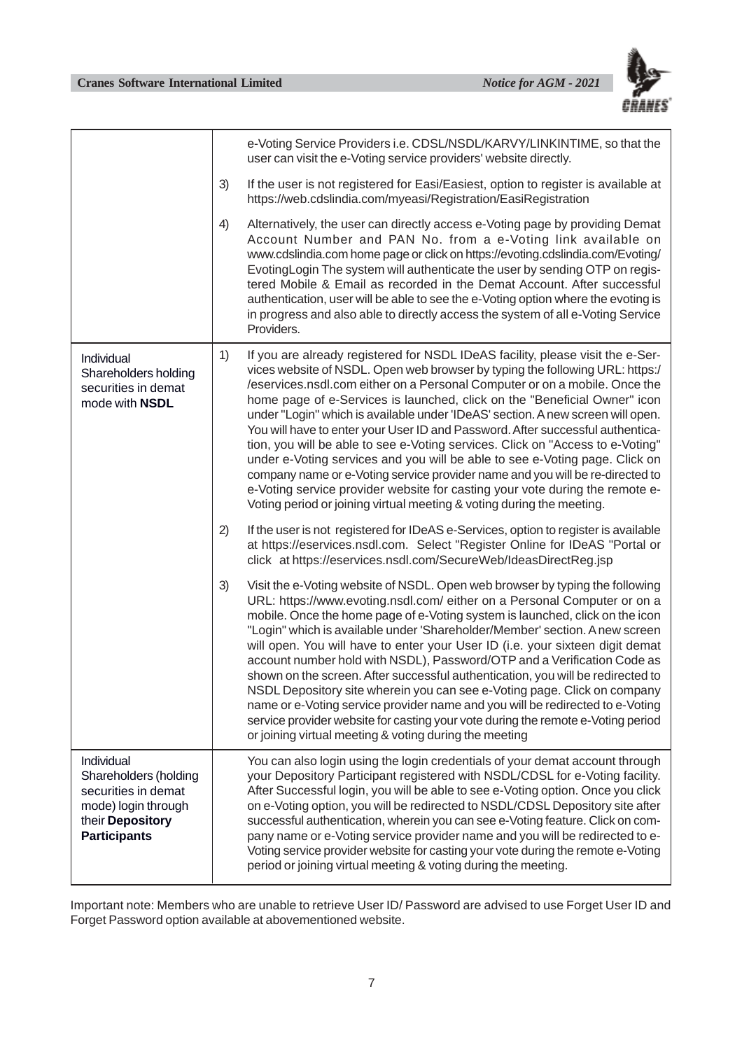| | | |
|---|---|---|
| | | e-Voting Service Providers i.e. CDSL/NSDL/KARVY/LINKINTIME, so that the user can visit the e-Voting service providers' website directly. |
| | 3) | If the user is not registered for Easi/Easiest, option to register is available at https://web.cdslindia.com/myeasi/Registration/EasiRegistration |
| | 4) | Alternatively, the user can directly access e-Voting page by providing Demat Account Number and PAN No. from a e-Voting link available on www.cdslindia.com home page or click on https://evoting.cdslindia.com/Evoting/EvotingLogin The system will authenticate the user by sending OTP on registered Mobile & Email as recorded in the Demat Account. After successful authentication, user will be able to see the e-Voting option where the evoting is in progress and also able to directly access the system of all e-Voting Service Providers. |
| Individual Shareholders holding securities in demat mode with **NSDL** | 1) | If you are already registered for NSDL IDeAS facility, please visit the e-Services website of NSDL. Open web browser by typing the following URL: https://eservices.nsdl.com either on a Personal Computer or on a mobile. Once the home page of e-Services is launched, click on the "Beneficial Owner" icon under "Login" which is available under 'IDeAS' section. A new screen will open. You will have to enter your User ID and Password. After successful authentication, you will be able to see e-Voting services. Click on "Access to e-Voting" under e-Voting services and you will be able to see e-Voting page. Click on company name or e-Voting service provider name and you will be re-directed to e-Voting service provider website for casting your vote during the remote e-Voting period or joining virtual meeting & voting during the meeting. |
| | 2) | If the user is not registered for IDeAS e-Services, option to register is available at https://eservices.nsdl.com. Select "Register Online for IDeAS "Portal or click at https://eservices.nsdl.com/SecureWeb/IdeasDirectReg.jsp |
| | 3) | Visit the e-Voting website of NSDL. Open web browser by typing the following URL: https://www.evoting.nsdl.com/ either on a Personal Computer or on a mobile. Once the home page of e-Voting system is launched, click on the icon "Login" which is available under 'Shareholder/Member' section. A new screen will open. You will have to enter your User ID (i.e. your sixteen digit demat account number hold with NSDL), Password/OTP and a Verification Code as shown on the screen. After successful authentication, you will be redirected to NSDL Depository site wherein you can see e-Voting page. Click on company name or e-Voting service provider name and you will be redirected to e-Voting service provider website for casting your vote during the remote e-Voting period or joining virtual meeting & voting during the meeting |
| Individual Shareholders (holding securities in demat mode) login through their **Depository Participants** | | You can also login using the login credentials of your demat account through your Depository Participant registered with NSDL/CDSL for e-Voting facility. After Successful login, you will be able to see e-Voting option. Once you click on e-Voting option, you will be redirected to NSDL/CDSL Depository site after successful authentication, wherein you can see e-Voting feature. Click on company name or e-Voting service provider name and you will be redirected to e-Voting service provider website for casting your vote during the remote e-Voting period or joining virtual meeting & voting during the meeting. |

Important note: Members who are unable to retrieve User ID/ Password are advised to use Forget User ID and Forget Password option available at abovementioned website.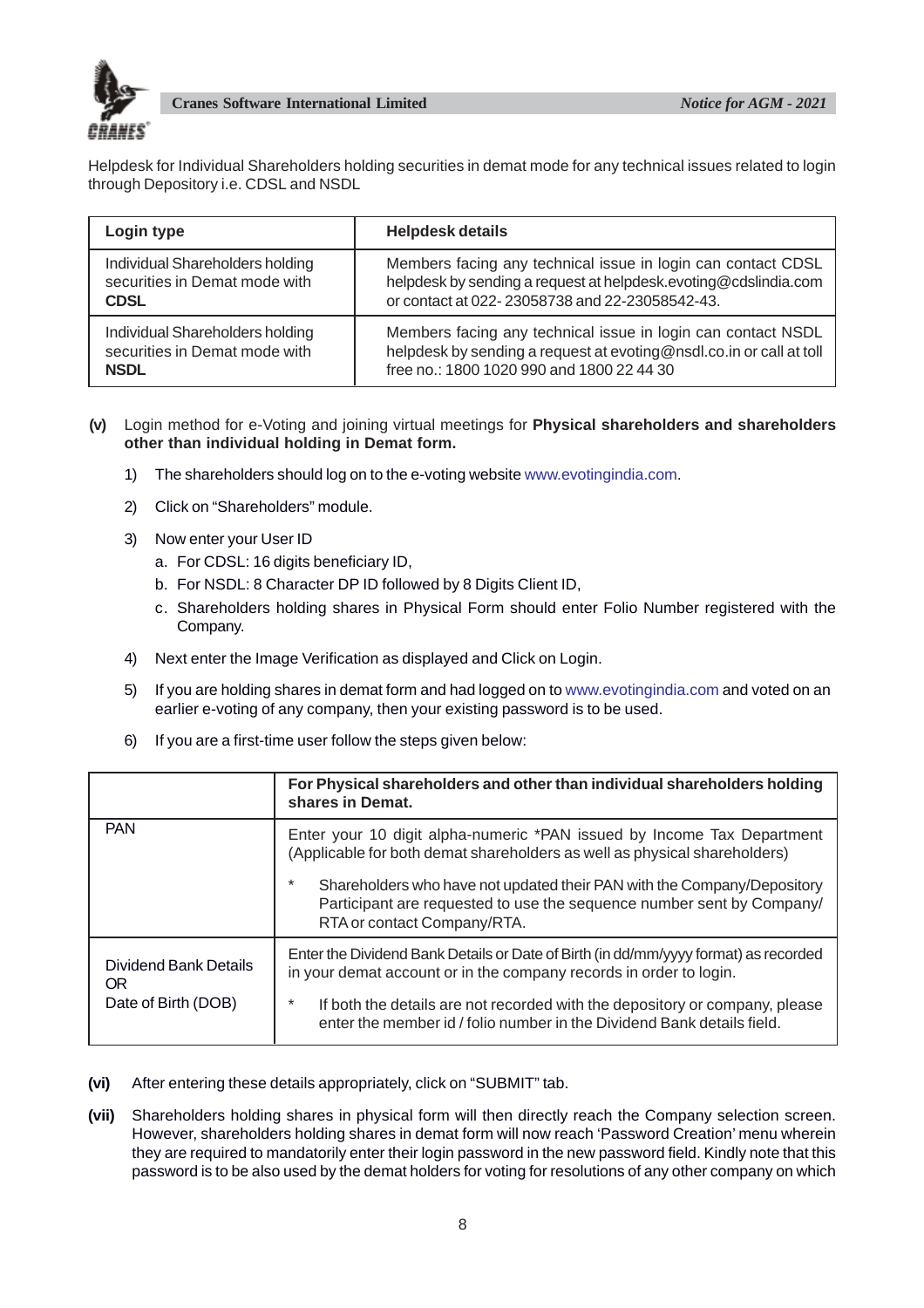Helpdesk for Individual Shareholders holding securities in demat mode for any technical issues related to login through Depository i.e. CDSL and NSDL

| Login type | Helpdesk details |
|---|---|
| Individual Shareholders holding securities in Demat mode with **CDSL** | Members facing any technical issue in login can contact CDSL helpdesk by sending a request at helpdesk.evoting@cdslindia.com or contact at 022- 23058738 and 22-23058542-43. |
| Individual Shareholders holding securities in Demat mode with **NSDL** | Members facing any technical issue in login can contact NSDL helpdesk by sending a request at evoting@nsdl.co.in or call at toll free no.: 1800 1020 990 and 1800 22 44 30 |

**(v)** Login method for e-Voting and joining virtual meetings for **Physical shareholders and shareholders other than individual holding in Demat form.**

1) The shareholders should log on to the e-voting website www.evotingindia.com.

2) Click on "Shareholders" module.

3) Now enter your User ID
   a. For CDSL: 16 digits beneficiary ID,
   b. For NSDL: 8 Character DP ID followed by 8 Digits Client ID,
   c. Shareholders holding shares in Physical Form should enter Folio Number registered with the Company.

4) Next enter the Image Verification as displayed and Click on Login.

5) If you are holding shares in demat form and had logged on to www.evotingindia.com and voted on an earlier e-voting of any company, then your existing password is to be used.

6) If you are a first-time user follow the steps given below:

| | **For Physical shareholders and other than individual shareholders holding shares in Demat.** |
|---|---|
| PAN | Enter your 10 digit alpha-numeric *PAN issued by Income Tax Department (Applicable for both demat shareholders as well as physical shareholders)<br>* Shareholders who have not updated their PAN with the Company/Depository Participant are requested to use the sequence number sent by Company/ RTA or contact Company/RTA. |
| Dividend Bank Details OR Date of Birth (DOB) | Enter the Dividend Bank Details or Date of Birth (in dd/mm/yyyy format) as recorded in your demat account or in the company records in order to login.<br>* If both the details are not recorded with the depository or company, please enter the member id / folio number in the Dividend Bank details field. |

**(vi)** After entering these details appropriately, click on "SUBMIT" tab.

**(vii)** Shareholders holding shares in physical form will then directly reach the Company selection screen. However, shareholders holding shares in demat form will now reach 'Password Creation' menu wherein they are required to mandatorily enter their login password in the new password field. Kindly note that this password is to be also used by the demat holders for voting for resolutions of any other company on which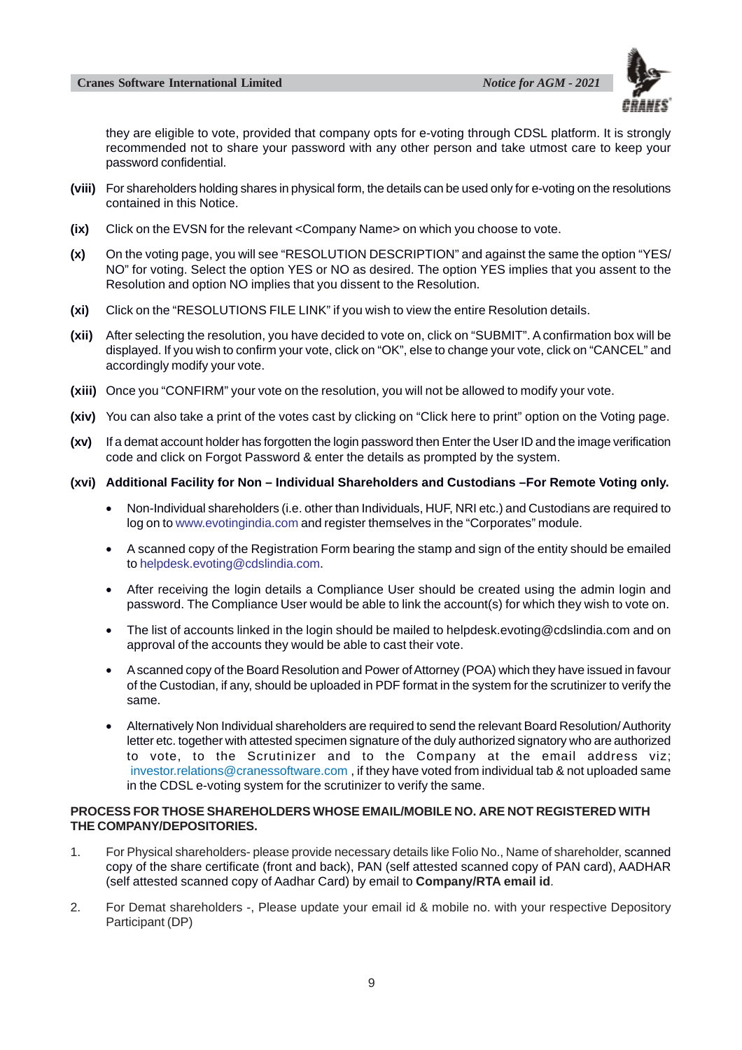they are eligible to vote, provided that company opts for e-voting through CDSL platform. It is strongly recommended not to share your password with any other person and take utmost care to keep your password confidential.

**(viii)** For shareholders holding shares in physical form, the details can be used only for e-voting on the resolutions contained in this Notice.

**(ix)** Click on the EVSN for the relevant <Company Name> on which you choose to vote.

**(x)** On the voting page, you will see "RESOLUTION DESCRIPTION" and against the same the option "YES/ NO" for voting. Select the option YES or NO as desired. The option YES implies that you assent to the Resolution and option NO implies that you dissent to the Resolution.

**(xi)** Click on the "RESOLUTIONS FILE LINK" if you wish to view the entire Resolution details.

**(xii)** After selecting the resolution, you have decided to vote on, click on "SUBMIT". A confirmation box will be displayed. If you wish to confirm your vote, click on "OK", else to change your vote, click on "CANCEL" and accordingly modify your vote.

**(xiii)** Once you "CONFIRM" your vote on the resolution, you will not be allowed to modify your vote.

**(xiv)** You can also take a print of the votes cast by clicking on "Click here to print" option on the Voting page.

**(xv)** If a demat account holder has forgotten the login password then Enter the User ID and the image verification code and click on Forgot Password & enter the details as prompted by the system.

**(xvi) Additional Facility for Non – Individual Shareholders and Custodians –For Remote Voting only.**

- Non-Individual shareholders (i.e. other than Individuals, HUF, NRI etc.) and Custodians are required to log on to www.evotingindia.com and register themselves in the "Corporates" module.
- A scanned copy of the Registration Form bearing the stamp and sign of the entity should be emailed to helpdesk.evoting@cdslindia.com.
- After receiving the login details a Compliance User should be created using the admin login and password. The Compliance User would be able to link the account(s) for which they wish to vote on.
- The list of accounts linked in the login should be mailed to helpdesk.evoting@cdslindia.com and on approval of the accounts they would be able to cast their vote.
- A scanned copy of the Board Resolution and Power of Attorney (POA) which they have issued in favour of the Custodian, if any, should be uploaded in PDF format in the system for the scrutinizer to verify the same.
- Alternatively Non Individual shareholders are required to send the relevant Board Resolution/ Authority letter etc. together with attested specimen signature of the duly authorized signatory who are authorized to vote, to the Scrutinizer and to the Company at the email address viz; investor.relations@cranessoftware.com , if they have voted from individual tab & not uploaded same in the CDSL e-voting system for the scrutinizer to verify the same.

**PROCESS FOR THOSE SHAREHOLDERS WHOSE EMAIL/MOBILE NO. ARE NOT REGISTERED WITH THE COMPANY/DEPOSITORIES.**

1. For Physical shareholders- please provide necessary details like Folio No., Name of shareholder, scanned copy of the share certificate (front and back), PAN (self attested scanned copy of PAN card), AADHAR (self attested scanned copy of Aadhar Card) by email to **Company/RTA email id**.
2. For Demat shareholders -, Please update your email id & mobile no. with your respective Depository Participant (DP)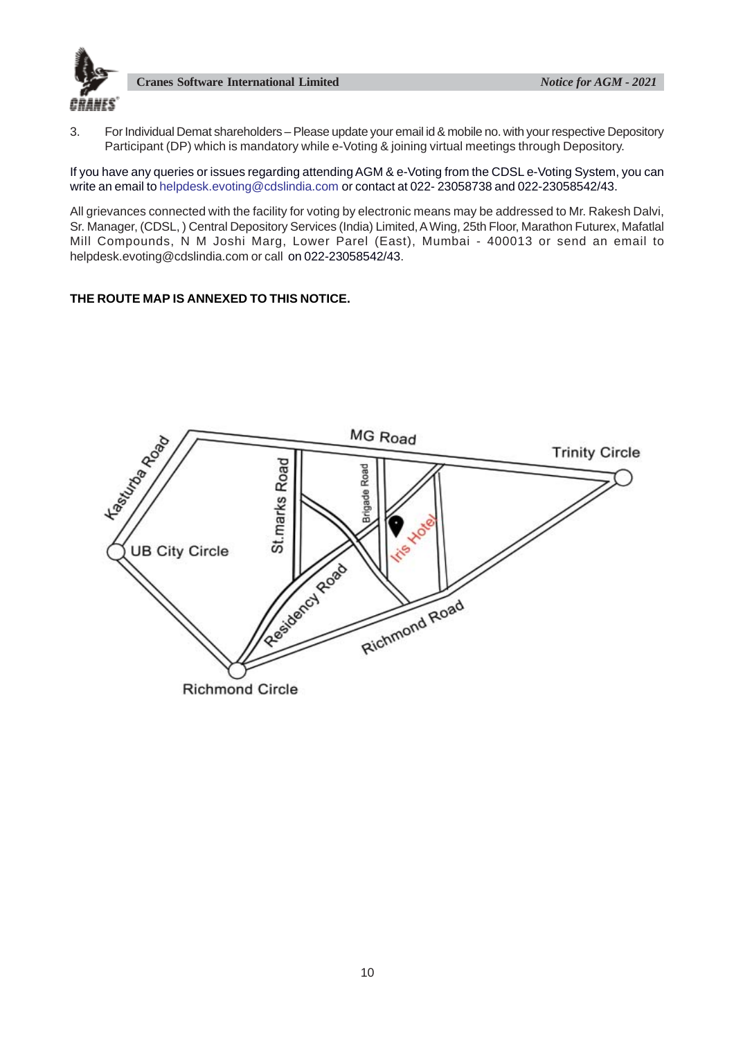3. For Individual Demat shareholders – Please update your email id & mobile no. with your respective Depository Participant (DP) which is mandatory while e-Voting & joining virtual meetings through Depository.

If you have any queries or issues regarding attending AGM & e-Voting from the CDSL e-Voting System, you can write an email to helpdesk.evoting@cdslindia.com or contact at 022- 23058738 and 022-23058542/43.

All grievances connected with the facility for voting by electronic means may be addressed to Mr. Rakesh Dalvi, Sr. Manager, (CDSL, ) Central Depository Services (India) Limited, A Wing, 25th Floor, Marathon Futurex, Mafatlal Mill Compounds, N M Joshi Marg, Lower Parel (East), Mumbai - 400013 or send an email to helpdesk.evoting@cdslindia.com or call on 022-23058542/43.

**THE ROUTE MAP IS ANNEXED TO THIS NOTICE.**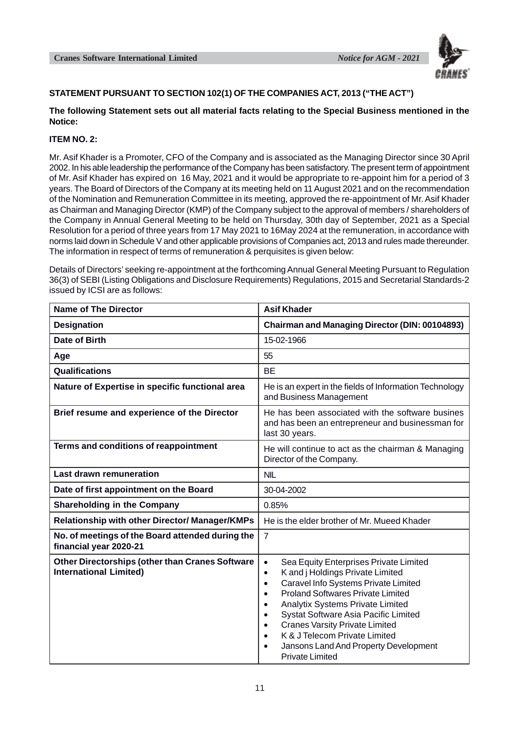**STATEMENT PURSUANT TO SECTION 102(1) OF THE COMPANIES ACT, 2013 ("THE ACT")**

**The following Statement sets out all material facts relating to the Special Business mentioned in the Notice:**

**ITEM NO. 2:**

Mr. Asif Khader is a Promoter, CFO of the Company and is associated as the Managing Director since 30 April 2002. In his able leadership the performance of the Company has been satisfactory. The present term of appointment of Mr. Asif Khader has expired on 16 May, 2021 and it would be appropriate to re-appoint him for a period of 3 years. The Board of Directors of the Company at its meeting held on 11 August 2021 and on the recommendation of the Nomination and Remuneration Committee in its meeting, approved the re-appointment of Mr. Asif Khader as Chairman and Managing Director (KMP) of the Company subject to the approval of members / shareholders of the Company in Annual General Meeting to be held on Thursday, 30th day of September, 2021 as a Special Resolution for a period of three years from 17 May 2021 to 16May 2024 at the remuneration, in accordance with norms laid down in Schedule V and other applicable provisions of Companies act, 2013 and rules made thereunder. The information in respect of terms of remuneration & perquisites is given below:

Details of Directors' seeking re-appointment at the forthcoming Annual General Meeting Pursuant to Regulation 36(3) of SEBI (Listing Obligations and Disclosure Requirements) Regulations, 2015 and Secretarial Standards-2 issued by ICSI are as follows:

| **Name of The Director** | **Asif Khader** |
|---|---|
| **Designation** | **Chairman and Managing Director (DIN: 00104893)** |
| **Date of Birth** | 15-02-1966 |
| **Age** | 55 |
| **Qualifications** | BE |
| **Nature of Expertise in specific functional area** | He is an expert in the fields of Information Technology and Business Management |
| **Brief resume and experience of the Director** | He has been associated with the software busines and has been an entrepreneur and businessman for last 30 years. |
| **Terms and conditions of reappointment** | He will continue to act as the chairman & Managing Director of the Company. |
| **Last drawn remuneration** | NIL |
| **Date of first appointment on the Board** | 30-04-2002 |
| **Shareholding in the Company** | 0.85% |
| **Relationship with other Director/ Manager/KMPs** | He is the elder brother of Mr. Mueed Khader |
| **No. of meetings of the Board attended during the financial year 2020-21** | 7 |
| **Other Directorships (other than Cranes Software International Limited)** | • Sea Equity Enterprises Private Limited<br>• K and j Holdings Private Limited<br>• Caravel Info Systems Private Limited<br>• Proland Softwares Private Limited<br>• Analytix Systems Private Limited<br>• Systat Software Asia Pacific Limited<br>• Cranes Varsity Private Limited<br>• K & J Telecom Private Limited<br>• Jansons Land And Property Development Private Limited |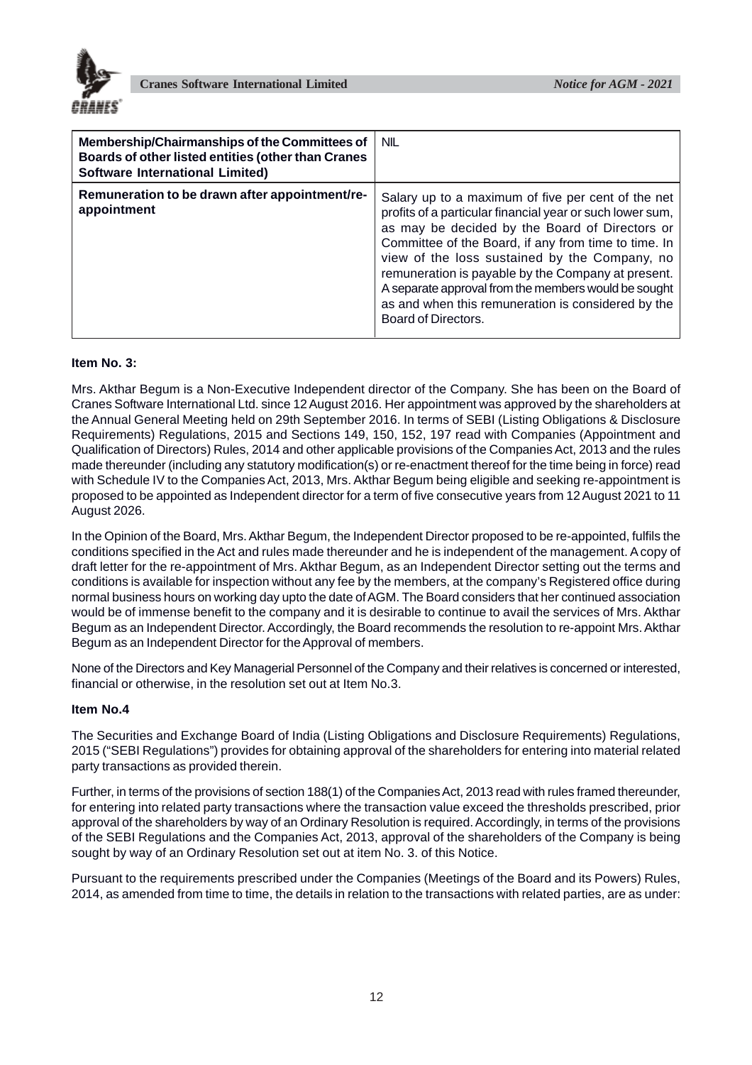| Membership/Chairmanships of the Committees of Boards of other listed entities (other than Cranes Software International Limited) | NIL |
|---|---|
| **Remuneration to be drawn after appointment/re-appointment** | Salary up to a maximum of five per cent of the net profits of a particular financial year or such lower sum, as may be decided by the Board of Directors or Committee of the Board, if any from time to time. In view of the loss sustained by the Company, no remuneration is payable by the Company at present. A separate approval from the members would be sought as and when this remuneration is considered by the Board of Directors. |

**Item No. 3:**

Mrs. Akthar Begum is a Non-Executive Independent director of the Company. She has been on the Board of Cranes Software International Ltd. since 12 August 2016. Her appointment was approved by the shareholders at the Annual General Meeting held on 29th September 2016. In terms of SEBI (Listing Obligations & Disclosure Requirements) Regulations, 2015 and Sections 149, 150, 152, 197 read with Companies (Appointment and Qualification of Directors) Rules, 2014 and other applicable provisions of the Companies Act, 2013 and the rules made thereunder (including any statutory modification(s) or re-enactment thereof for the time being in force) read with Schedule IV to the Companies Act, 2013, Mrs. Akthar Begum being eligible and seeking re-appointment is proposed to be appointed as Independent director for a term of five consecutive years from 12 August 2021 to 11 August 2026.

In the Opinion of the Board, Mrs. Akthar Begum, the Independent Director proposed to be re-appointed, fulfils the conditions specified in the Act and rules made thereunder and he is independent of the management. A copy of draft letter for the re-appointment of Mrs. Akthar Begum, as an Independent Director setting out the terms and conditions is available for inspection without any fee by the members, at the company's Registered office during normal business hours on working day upto the date of AGM. The Board considers that her continued association would be of immense benefit to the company and it is desirable to continue to avail the services of Mrs. Akthar Begum as an Independent Director. Accordingly, the Board recommends the resolution to re-appoint Mrs. Akthar Begum as an Independent Director for the Approval of members.

None of the Directors and Key Managerial Personnel of the Company and their relatives is concerned or interested, financial or otherwise, in the resolution set out at Item No.3.

**Item No.4**

The Securities and Exchange Board of India (Listing Obligations and Disclosure Requirements) Regulations, 2015 ("SEBI Regulations") provides for obtaining approval of the shareholders for entering into material related party transactions as provided therein.

Further, in terms of the provisions of section 188(1) of the Companies Act, 2013 read with rules framed thereunder, for entering into related party transactions where the transaction value exceed the thresholds prescribed, prior approval of the shareholders by way of an Ordinary Resolution is required. Accordingly, in terms of the provisions of the SEBI Regulations and the Companies Act, 2013, approval of the shareholders of the Company is being sought by way of an Ordinary Resolution set out at item No. 3. of this Notice.

Pursuant to the requirements prescribed under the Companies (Meetings of the Board and its Powers) Rules, 2014, as amended from time to time, the details in relation to the transactions with related parties, are as under: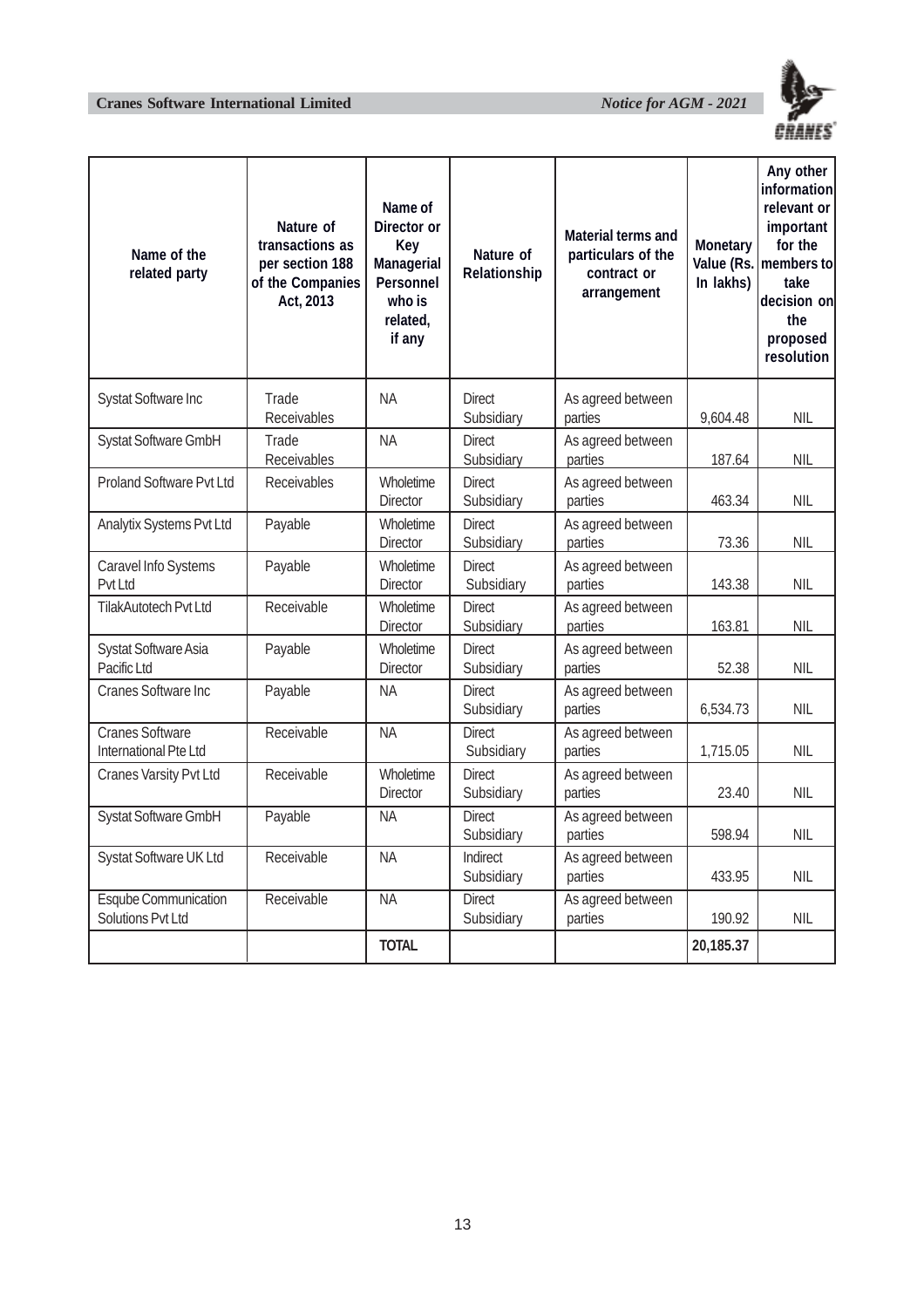| Name of the related party | Nature of transactions as per section 188 of the Companies Act, 2013 | Name of Director or Key Managerial Personnel who is related, if any | Nature of Relationship | Material terms and particulars of the contract or arrangement | Monetary Value (Rs. In lakhs) | Any other information relevant or important for the members to take decision on the proposed resolution |
|---|---|---|---|---|---|---|
| Systat Software Inc | Trade Receivables | NA | Direct Subsidiary | As agreed between parties | 9,604.48 | NIL |
| Systat Software GmbH | Trade Receivables | NA | Direct Subsidiary | As agreed between parties | 187.64 | NIL |
| Proland Software Pvt Ltd | Receivables | Wholetime Director | Direct Subsidiary | As agreed between parties | 463.34 | NIL |
| Analytix Systems Pvt Ltd | Payable | Wholetime Director | Direct Subsidiary | As agreed between parties | 73.36 | NIL |
| Caravel Info Systems Pvt Ltd | Payable | Wholetime Director | Direct Subsidiary | As agreed between parties | 143.38 | NIL |
| TilakAutotech Pvt Ltd | Receivable | Wholetime Director | Direct Subsidiary | As agreed between parties | 163.81 | NIL |
| Systat Software Asia Pacific Ltd | Payable | Wholetime Director | Direct Subsidiary | As agreed between parties | 52.38 | NIL |
| Cranes Software Inc | Payable | NA | Direct Subsidiary | As agreed between parties | 6,534.73 | NIL |
| Cranes Software International Pte Ltd | Receivable | NA | Direct Subsidiary | As agreed between parties | 1,715.05 | NIL |
| Cranes Varsity Pvt Ltd | Receivable | Wholetime Director | Direct Subsidiary | As agreed between parties | 23.40 | NIL |
| Systat Software GmbH | Payable | NA | Direct Subsidiary | As agreed between parties | 598.94 | NIL |
| Systat Software UK Ltd | Receivable | NA | Indirect Subsidiary | As agreed between parties | 433.95 | NIL |
| Esqube Communication Solutions Pvt Ltd | Receivable | NA | Direct Subsidiary | As agreed between parties | 190.92 | NIL |
| | | **TOTAL** | | | **20,185.37** | |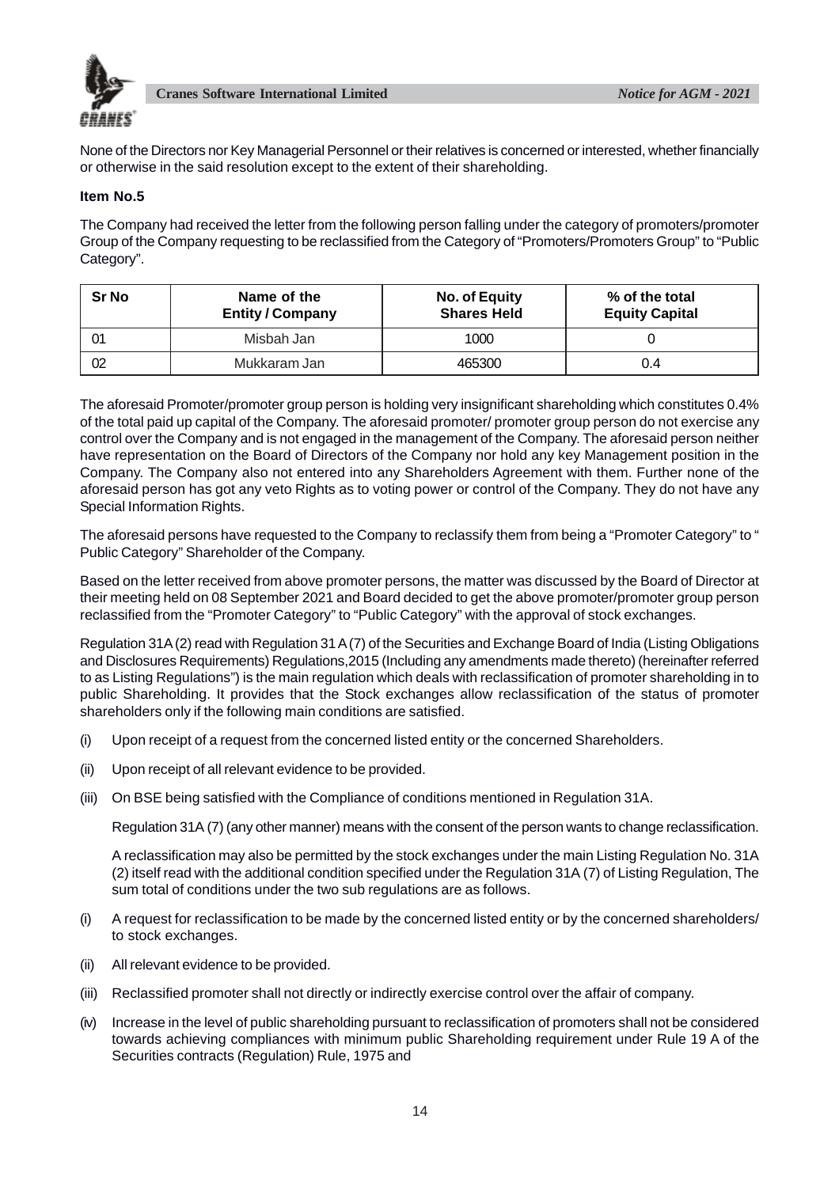None of the Directors nor Key Managerial Personnel or their relatives is concerned or interested, whether financially or otherwise in the said resolution except to the extent of their shareholding.

**Item No.5**

The Company had received the letter from the following person falling under the category of promoters/promoter Group of the Company requesting to be reclassified from the Category of "Promoters/Promoters Group" to "Public Category".

| Sr No | Name of the Entity / Company | No. of Equity Shares Held | % of the total Equity Capital |
|---|---|---|---|
| 01 | Misbah Jan | 1000 | 0 |
| 02 | Mukkaram Jan | 465300 | 0.4 |

The aforesaid Promoter/promoter group person is holding very insignificant shareholding which constitutes 0.4% of the total paid up capital of the Company. The aforesaid promoter/ promoter group person do not exercise any control over the Company and is not engaged in the management of the Company. The aforesaid person neither have representation on the Board of Directors of the Company nor hold any key Management position in the Company. The Company also not entered into any Shareholders Agreement with them. Further none of the aforesaid person has got any veto Rights as to voting power or control of the Company. They do not have any Special Information Rights.

The aforesaid persons have requested to the Company to reclassify them from being a "Promoter Category" to " Public Category" Shareholder of the Company.

Based on the letter received from above promoter persons, the matter was discussed by the Board of Director at their meeting held on 08 September 2021 and Board decided to get the above promoter/promoter group person reclassified from the "Promoter Category" to "Public Category" with the approval of stock exchanges.

Regulation 31A (2) read with Regulation 31 A (7) of the Securities and Exchange Board of India (Listing Obligations and Disclosures Requirements) Regulations,2015 (Including any amendments made thereto) (hereinafter referred to as Listing Regulations") is the main regulation which deals with reclassification of promoter shareholding in to public Shareholding. It provides that the Stock exchanges allow reclassification of the status of promoter shareholders only if the following main conditions are satisfied.

(i) Upon receipt of a request from the concerned listed entity or the concerned Shareholders.

(ii) Upon receipt of all relevant evidence to be provided.

(iii) On BSE being satisfied with the Compliance of conditions mentioned in Regulation 31A.

Regulation 31A (7) (any other manner) means with the consent of the person wants to change reclassification.

A reclassification may also be permitted by the stock exchanges under the main Listing Regulation No. 31A (2) itself read with the additional condition specified under the Regulation 31A (7) of Listing Regulation, The sum total of conditions under the two sub regulations are as follows.

(i) A request for reclassification to be made by the concerned listed entity or by the concerned shareholders/ to stock exchanges.

(ii) All relevant evidence to be provided.

(iii) Reclassified promoter shall not directly or indirectly exercise control over the affair of company.

(iv) Increase in the level of public shareholding pursuant to reclassification of promoters shall not be considered towards achieving compliances with minimum public Shareholding requirement under Rule 19 A of the Securities contracts (Regulation) Rule, 1975 and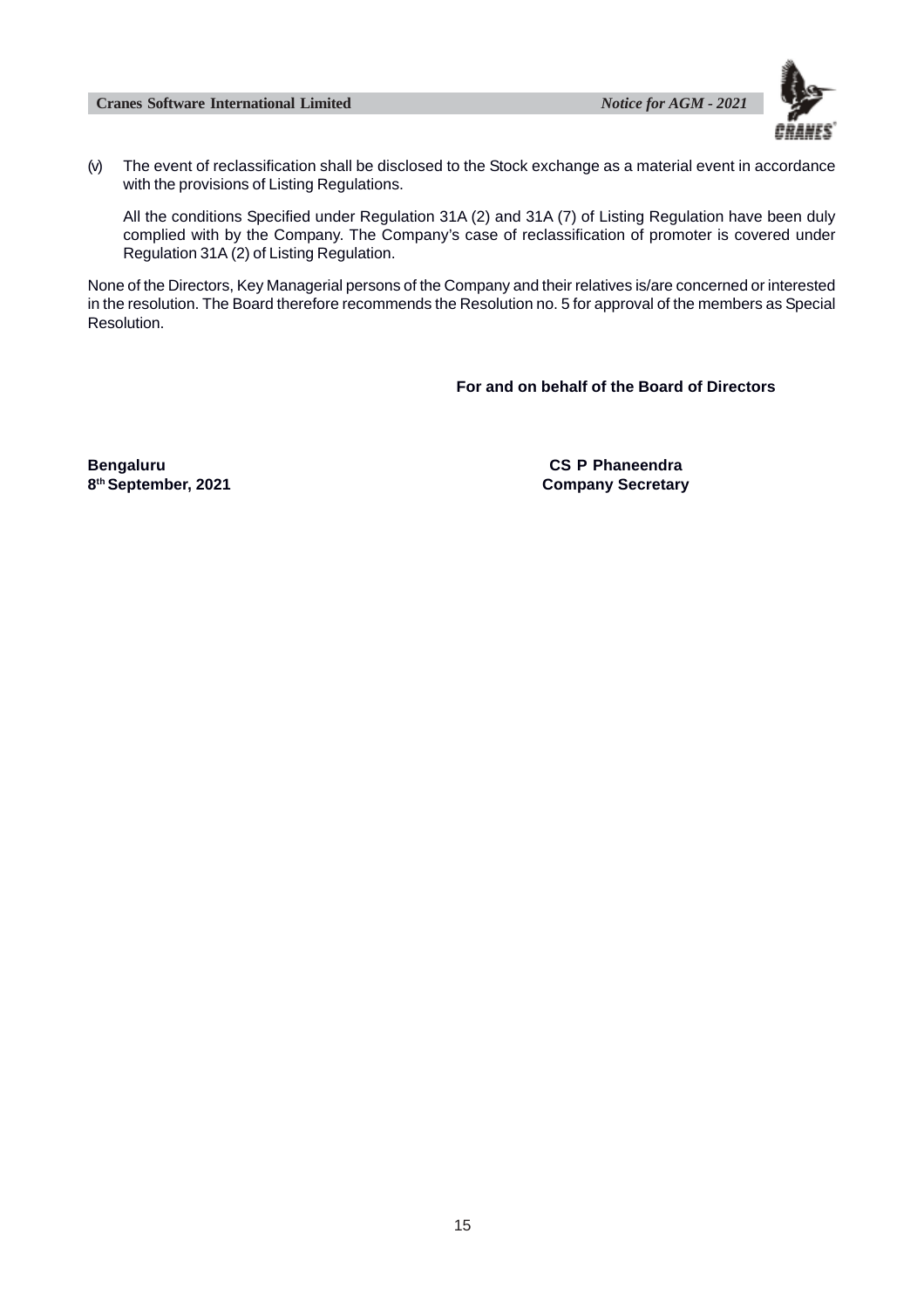(v) The event of reclassification shall be disclosed to the Stock exchange as a material event in accordance with the provisions of Listing Regulations.

All the conditions Specified under Regulation 31A (2) and 31A (7) of Listing Regulation have been duly complied with by the Company. The Company's case of reclassification of promoter is covered under Regulation 31A (2) of Listing Regulation.

None of the Directors, Key Managerial persons of the Company and their relatives is/are concerned or interested in the resolution. The Board therefore recommends the Resolution no. 5 for approval of the members as Special Resolution.

**For and on behalf of the Board of Directors**

**Bengaluru**
**8th September, 2021**

**CS P Phaneendra**
**Company Secretary**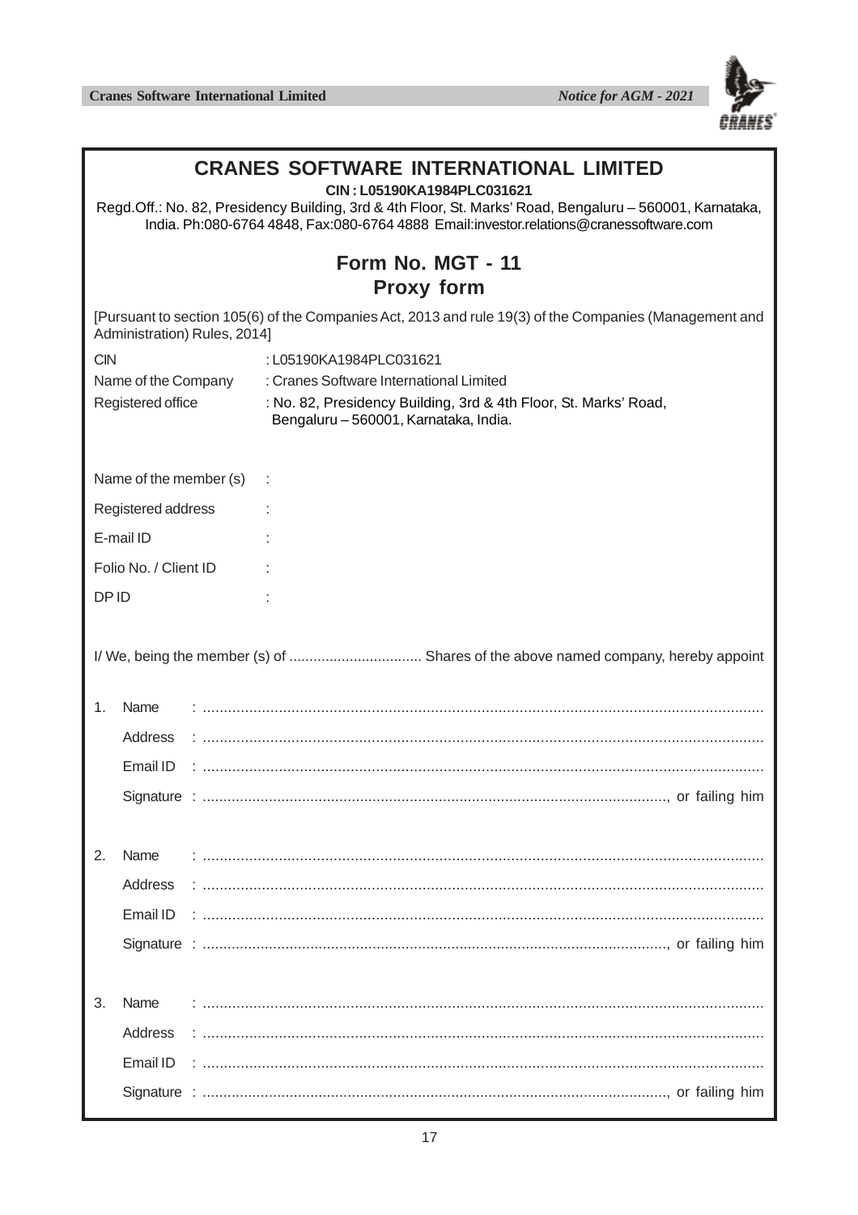# CRANES SOFTWARE INTERNATIONAL LIMITED

**CIN : L05190KA1984PLC031621**

Regd.Off.: No. 82, Presidency Building, 3rd & 4th Floor, St. Marks' Road, Bengaluru – 560001, Karnataka, India. Ph:080-6764 4848, Fax:080-6764 4888 Email:investor.relations@cranessoftware.com

## Form No. MGT - 11
## Proxy form

[Pursuant to section 105(6) of the Companies Act, 2013 and rule 19(3) of the Companies (Management and Administration) Rules, 2014]

CIN : L05190KA1984PLC031621

Name of the Company : Cranes Software International Limited

Registered office : No. 82, Presidency Building, 3rd & 4th Floor, St. Marks' Road, Bengaluru – 560001, Karnataka, India.

Name of the member (s) :

Registered address :

E-mail ID :

Folio No. / Client ID :

DP ID :

I/ We, being the member (s) of ................................ Shares of the above named company, hereby appoint

1. Name : ....................................................................................................................................
   Address : ....................................................................................................................................
   Email ID : ....................................................................................................................................
   Signature : ................................................................................................................, or failing him

2. Name : ....................................................................................................................................
   Address : ....................................................................................................................................
   Email ID : ....................................................................................................................................
   Signature : ................................................................................................................, or failing him

3. Name : ....................................................................................................................................
   Address : ....................................................................................................................................
   Email ID : ....................................................................................................................................
   Signature : ................................................................................................................, or failing him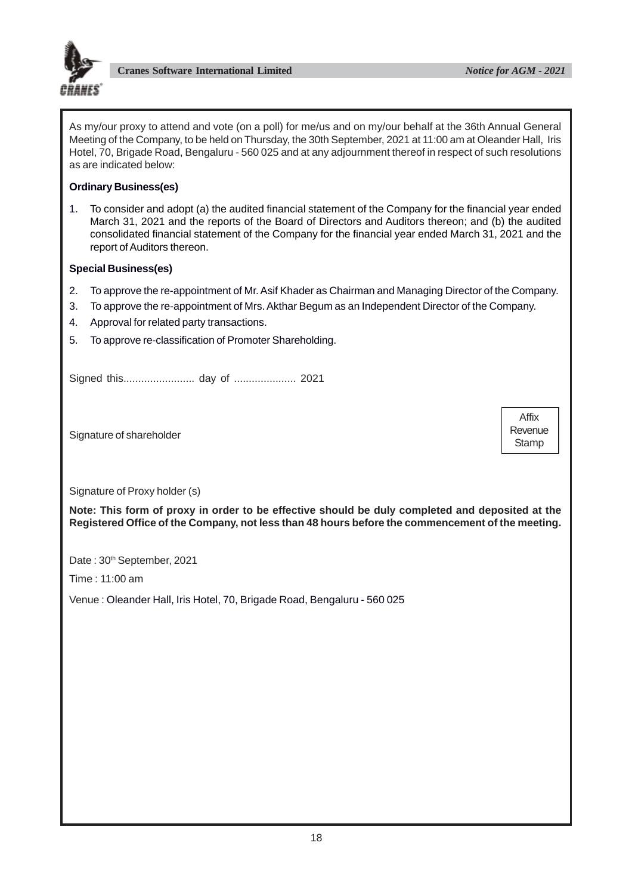As my/our proxy to attend and vote (on a poll) for me/us and on my/our behalf at the 36th Annual General Meeting of the Company, to be held on Thursday, the 30th September, 2021 at 11:00 am at Oleander Hall, Iris Hotel, 70, Brigade Road, Bengaluru - 560 025 and at any adjournment thereof in respect of such resolutions as are indicated below:

**Ordinary Business(es)**

1. To consider and adopt (a) the audited financial statement of the Company for the financial year ended March 31, 2021 and the reports of the Board of Directors and Auditors thereon; and (b) the audited consolidated financial statement of the Company for the financial year ended March 31, 2021 and the report of Auditors thereon.

**Special Business(es)**

2. To approve the re-appointment of Mr. Asif Khader as Chairman and Managing Director of the Company.
3. To approve the re-appointment of Mrs. Akthar Begum as an Independent Director of the Company.
4. Approval for related party transactions.
5. To approve re-classification of Promoter Shareholding.

Signed this........................ day of ..................... 2021

Signature of shareholder

Affix Revenue Stamp

Signature of Proxy holder (s)

**Note: This form of proxy in order to be effective should be duly completed and deposited at the Registered Office of the Company, not less than 48 hours before the commencement of the meeting.**

Date : 30th September, 2021

Time : 11:00 am

Venue : Oleander Hall, Iris Hotel, 70, Brigade Road, Bengaluru - 560 025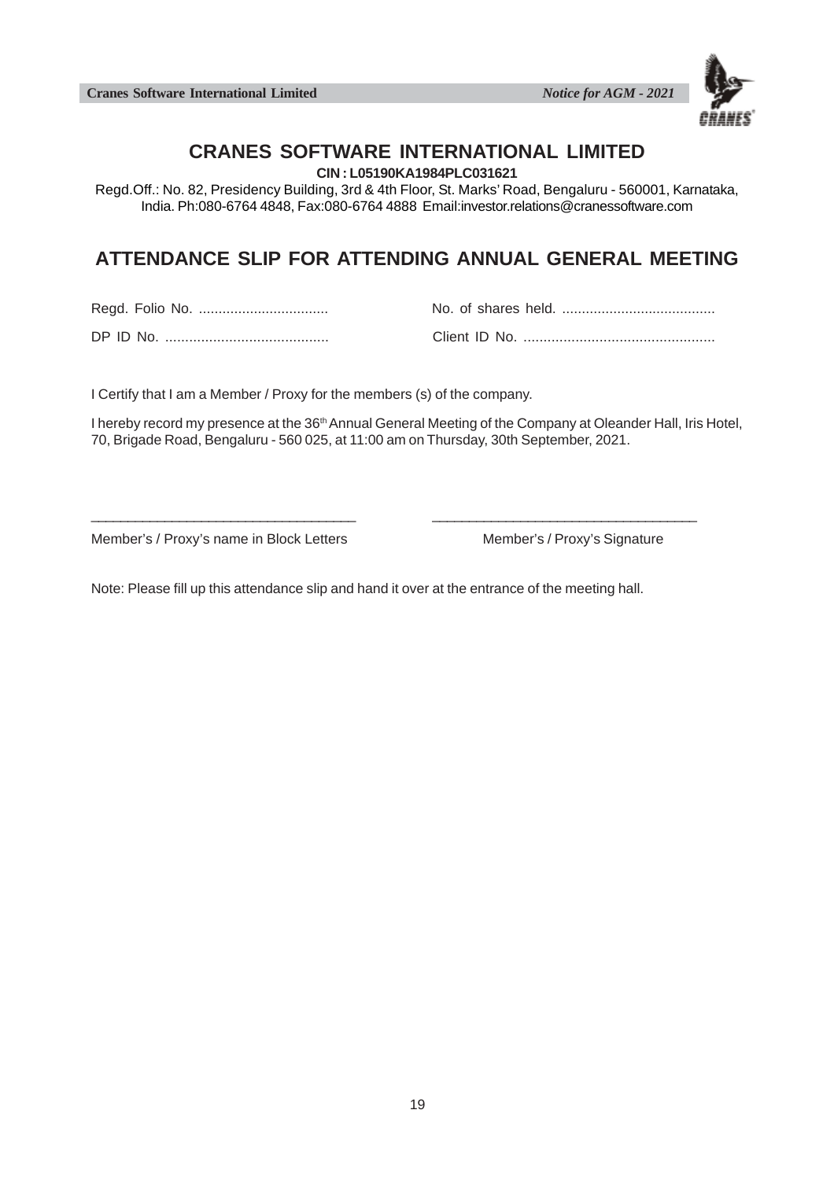# CRANES SOFTWARE INTERNATIONAL LIMITED

**CIN : L05190KA1984PLC031621**

Regd.Off.: No. 82, Presidency Building, 3rd & 4th Floor, St. Marks' Road, Bengaluru - 560001, Karnataka, India. Ph:080-6764 4848, Fax:080-6764 4888 Email:investor.relations@cranessoftware.com

## ATTENDANCE SLIP FOR ATTENDING ANNUAL GENERAL MEETING

Regd. Folio No. .................................     No. of shares held. .......................................

DP ID No. .........................................     Client ID No. ................................................

I Certify that I am a Member / Proxy for the members (s) of the company.

I hereby record my presence at the 36th Annual General Meeting of the Company at Oleander Hall, Iris Hotel, 70, Brigade Road, Bengaluru - 560 025, at 11:00 am on Thursday, 30th September, 2021.

___________________________________     ___________________________________

Member's / Proxy's name in Block Letters     Member's / Proxy's Signature

Note: Please fill up this attendance slip and hand it over at the entrance of the meeting hall.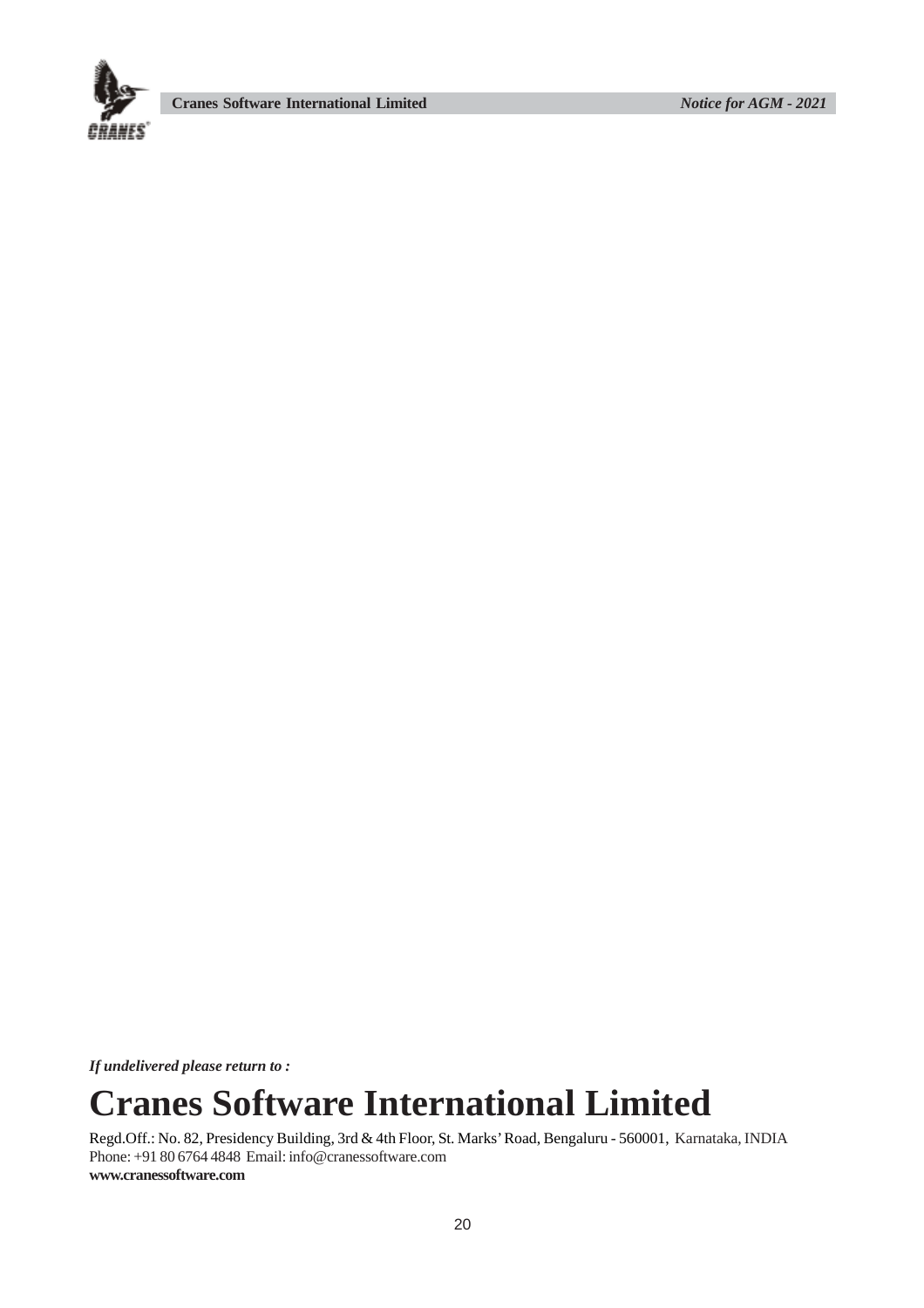*If undelivered please return to :*

# Cranes Software International Limited

Regd.Off.: No. 82, Presidency Building, 3rd & 4th Floor, St. Marks' Road, Bengaluru - 560001, Karnataka, INDIA
Phone: +91 80 6764 4848 Email: info@cranessoftware.com
**www.cranessoftware.com**